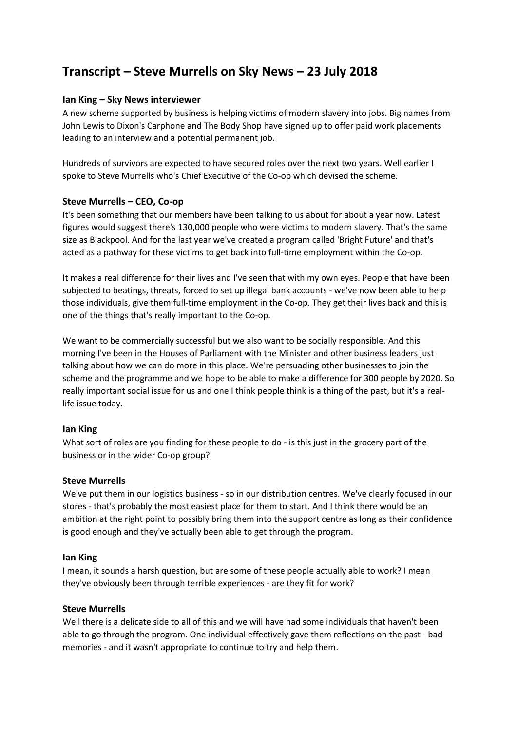# Transcript – Steve Murrells on Sky News – 23 July 2018

### Ian King – Sky News interviewer

A new scheme supported by business is helping victims of modern slavery into jobs. Big names from John Lewis to Dixon's Carphone and The Body Shop have signed up to offer paid work placements leading to an interview and a potential permanent job.

Hundreds of survivors are expected to have secured roles over the next two years. Well earlier I spoke to Steve Murrells who's Chief Executive of the Co-op which devised the scheme.

### Steve Murrells – CEO, Co-op

It's been something that our members have been talking to us about for about a year now. Latest figures would suggest there's 130,000 people who were victims to modern slavery. That's the same size as Blackpool. And for the last year we've created a program called 'Bright Future' and that's acted as a pathway for these victims to get back into full-time employment within the Co-op.

It makes a real difference for their lives and I've seen that with my own eyes. People that have been subjected to beatings, threats, forced to set up illegal bank accounts - we've now been able to help those individuals, give them full-time employment in the Co-op. They get their lives back and this is one of the things that's really important to the Co-op.

We want to be commercially successful but we also want to be socially responsible. And this morning I've been in the Houses of Parliament with the Minister and other business leaders just talking about how we can do more in this place. We're persuading other businesses to join the scheme and the programme and we hope to be able to make a difference for 300 people by 2020. So really important social issue for us and one I think people think is a thing of the past, but it's a real-life issue today.

### Ian King

What sort of roles are you finding for these people to do - is this just in the grocery part of the business or in the wider Co-op group?

### Steve Murrells

We've put them in our logistics business - so in our distribution centres. We've clearly focused in our stores - that's probably the most easiest place for them to start. And I think there would be an ambition at the right point to possibly bring them into the support centre as long as their confidence is good enough and they've actually been able to get through the program.

### Ian King

I mean, it sounds a harsh question, but are some of these people actually able to work? I mean they've obviously been through terrible experiences - are they fit for work?

### Steve Murrells

Well there is a delicate side to all of this and we will have had some individuals that haven't been able to go through the program. One individual effectively gave them reflections on the past - bad memories - and it wasn't appropriate to continue to try and help them.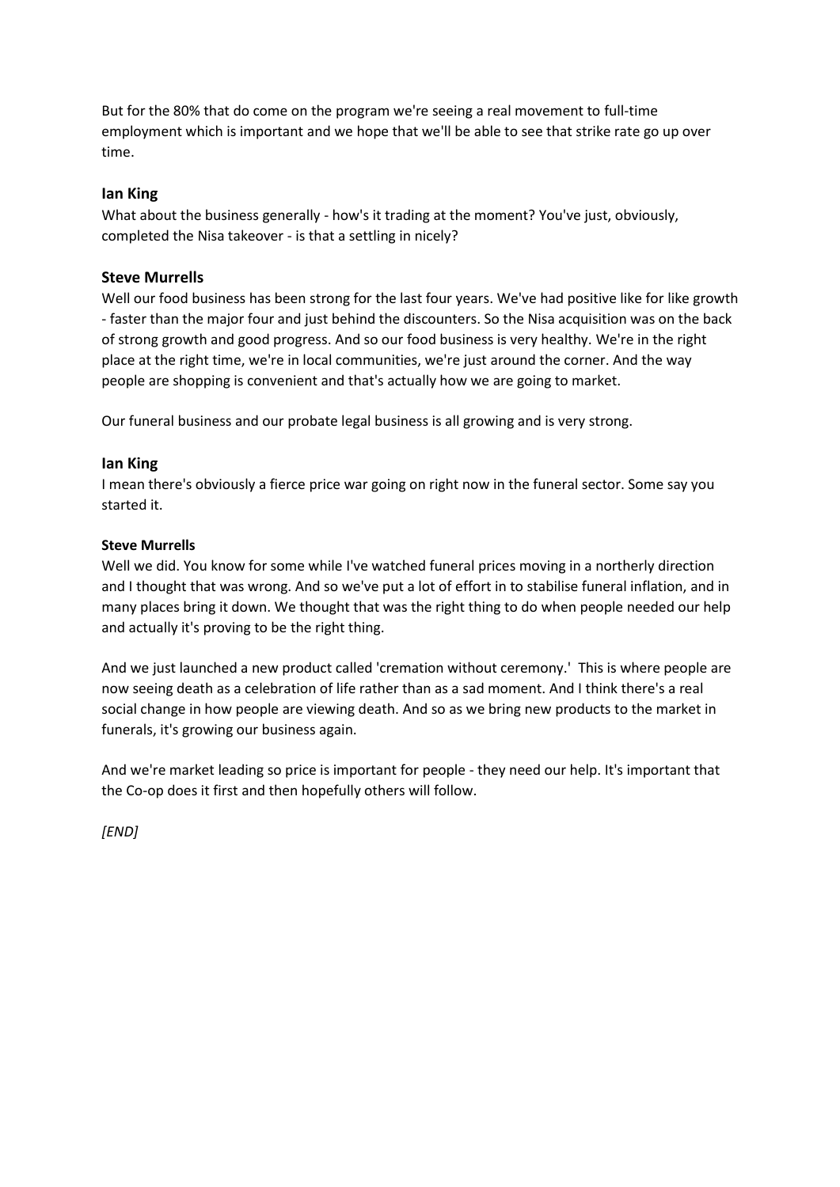But for the 80% that do come on the program we're seeing a real movement to full-time employment which is important and we hope that we'll be able to see that strike rate go up over time.

**Ian King**
What about the business generally - how's it trading at the moment? You've just, obviously, completed the Nisa takeover - is that a settling in nicely?

**Steve Murrells**
Well our food business has been strong for the last four years. We've had positive like for like growth - faster than the major four and just behind the discounters. So the Nisa acquisition was on the back of strong growth and good progress. And so our food business is very healthy. We're in the right place at the right time, we're in local communities, we're just around the corner. And the way people are shopping is convenient and that's actually how we are going to market.

Our funeral business and our probate legal business is all growing and is very strong.

**Ian King**
I mean there's obviously a fierce price war going on right now in the funeral sector. Some say you started it.

**Steve Murrells**
Well we did. You know for some while I've watched funeral prices moving in a northerly direction and I thought that was wrong. And so we've put a lot of effort in to stabilise funeral inflation, and in many places bring it down. We thought that was the right thing to do when people needed our help and actually it's proving to be the right thing.

And we just launched a new product called 'cremation without ceremony.' This is where people are now seeing death as a celebration of life rather than as a sad moment. And I think there's a real social change in how people are viewing death. And so as we bring new products to the market in funerals, it's growing our business again.

And we're market leading so price is important for people - they need our help. It's important that the Co-op does it first and then hopefully others will follow.

*[END]*